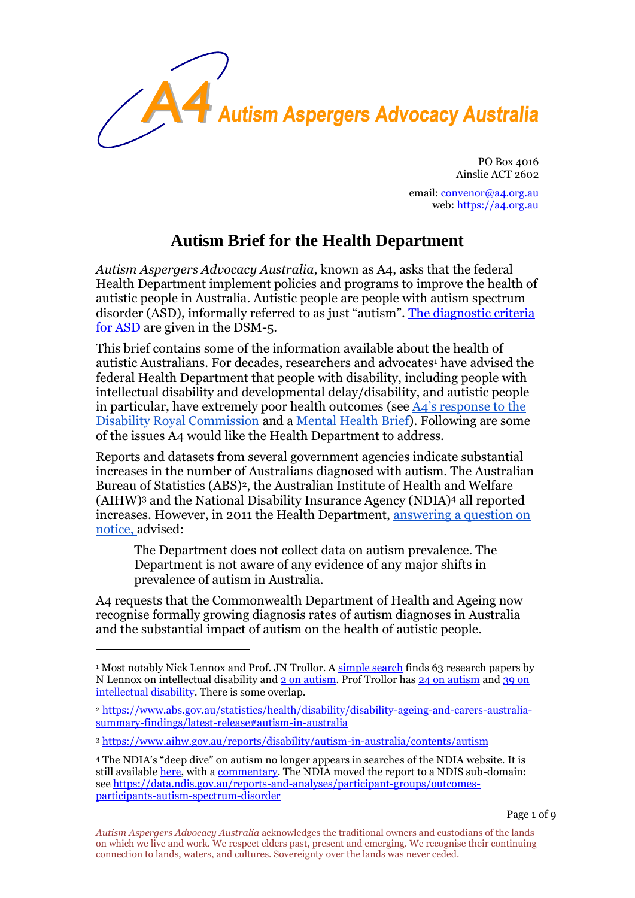A4 Autism Aspergers Advocacy Australia

PO Box 4016
Ainslie ACT 2602

email: convenor@a4.org.au
web: https://a4.org.au

# Autism Brief for the Health Department

*Autism Aspergers Advocacy Australia*, known as A4, asks that the federal Health Department implement policies and programs to improve the health of autistic people in Australia. Autistic people are people with autism spectrum disorder (ASD), informally referred to as just "autism". The diagnostic criteria for ASD are given in the DSM-5.

This brief contains some of the information available about the health of autistic Australians. For decades, researchers and advocates[1] have advised the federal Health Department that people with disability, including people with intellectual disability and developmental delay/disability, and autistic people in particular, have extremely poor health outcomes (see A4's response to the Disability Royal Commission and a Mental Health Brief). Following are some of the issues A4 would like the Health Department to address.

Reports and datasets from several government agencies indicate substantial increases in the number of Australians diagnosed with autism. The Australian Bureau of Statistics (ABS)[2], the Australian Institute of Health and Welfare (AIHW)[3] and the National Disability Insurance Agency (NDIA)[4] all reported increases. However, in 2011 the Health Department, answering a question on notice, advised:

> The Department does not collect data on autism prevalence. The Department is not aware of any evidence of any major shifts in prevalence of autism in Australia.

A4 requests that the Commonwealth Department of Health and Ageing now recognise formally growing diagnosis rates of autism diagnoses in Australia and the substantial impact of autism on the health of autistic people.

---

[1] Most notably Nick Lennox and Prof. JN Trollor. A simple search finds 63 research papers by N Lennox on intellectual disability and 2 on autism. Prof Trollor has 24 on autism and 39 on intellectual disability. There is some overlap.

[2] https://www.abs.gov.au/statistics/health/disability/disability-ageing-and-carers-australia-summary-findings/latest-release#autism-in-australia

[3] https://www.aihw.gov.au/reports/disability/autism-in-australia/contents/autism

[4] The NDIA's "deep dive" on autism no longer appears in searches of the NDIA website. It is still available here, with a commentary. The NDIA moved the report to a NDIS sub-domain: see https://data.ndis.gov.au/reports-and-analyses/participant-groups/outcomes-participants-autism-spectrum-disorder

*Autism Aspergers Advocacy Australia* acknowledges the traditional owners and custodians of the lands on which we live and work. We respect elders past, present and emerging. We recognise their continuing connection to lands, waters, and cultures. Sovereignty over the lands was never ceded.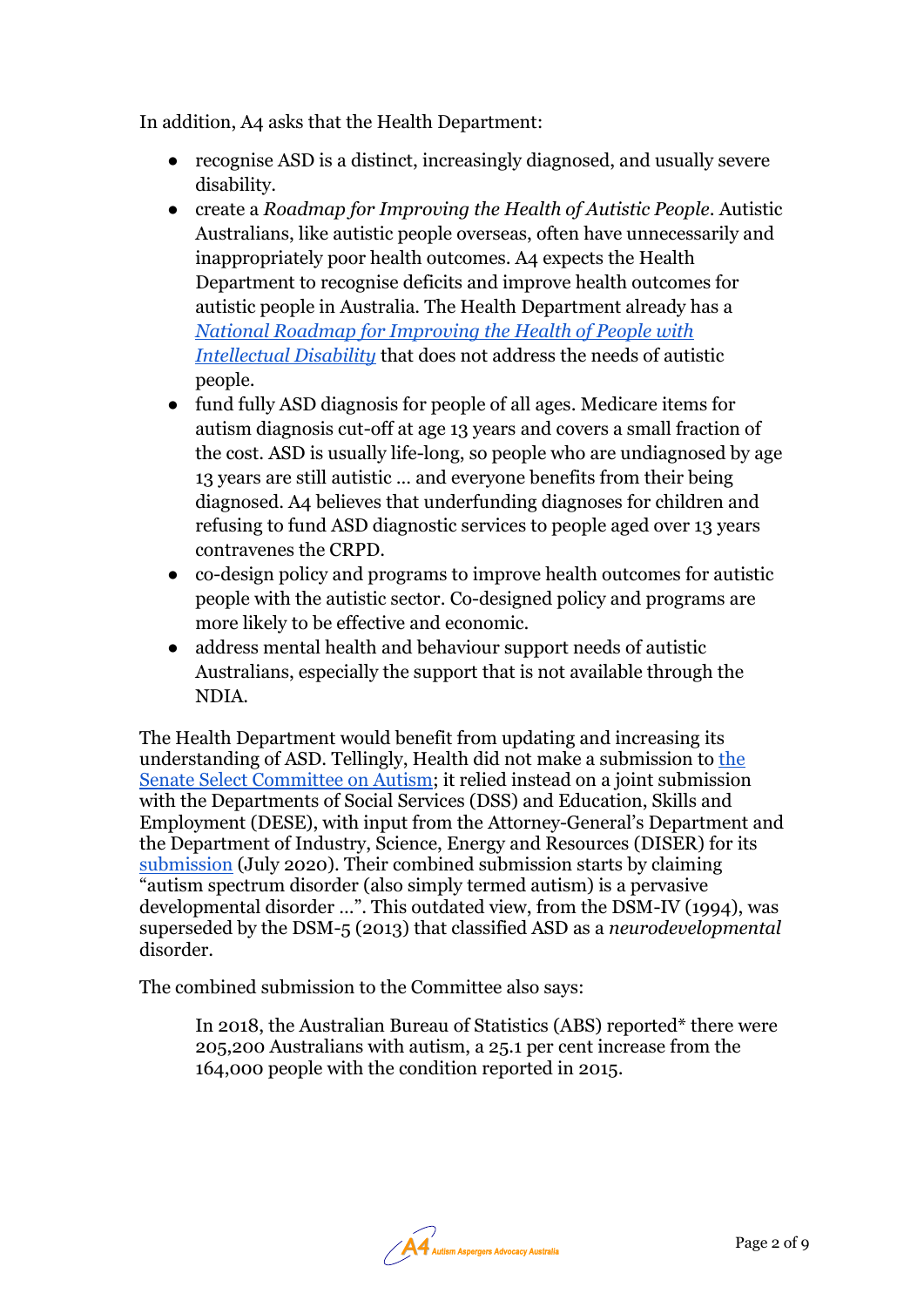In addition, A4 asks that the Health Department:

- recognise ASD is a distinct, increasingly diagnosed, and usually severe disability.
- create a *Roadmap for Improving the Health of Autistic People*. Autistic Australians, like autistic people overseas, often have unnecessarily and inappropriately poor health outcomes. A4 expects the Health Department to recognise deficits and improve health outcomes for autistic people in Australia. The Health Department already has a *National Roadmap for Improving the Health of People with Intellectual Disability* that does not address the needs of autistic people.
- fund fully ASD diagnosis for people of all ages. Medicare items for autism diagnosis cut-off at age 13 years and covers a small fraction of the cost. ASD is usually life-long, so people who are undiagnosed by age 13 years are still autistic … and everyone benefits from their being diagnosed. A4 believes that underfunding diagnoses for children and refusing to fund ASD diagnostic services to people aged over 13 years contravenes the CRPD.
- co-design policy and programs to improve health outcomes for autistic people with the autistic sector. Co-designed policy and programs are more likely to be effective and economic.
- address mental health and behaviour support needs of autistic Australians, especially the support that is not available through the NDIA.

The Health Department would benefit from updating and increasing its understanding of ASD. Tellingly, Health did not make a submission to the Senate Select Committee on Autism; it relied instead on a joint submission with the Departments of Social Services (DSS) and Education, Skills and Employment (DESE), with input from the Attorney-General's Department and the Department of Industry, Science, Energy and Resources (DISER) for its submission (July 2020). Their combined submission starts by claiming "autism spectrum disorder (also simply termed autism) is a pervasive developmental disorder …". This outdated view, from the DSM-IV (1994), was superseded by the DSM-5 (2013) that classified ASD as a *neurodevelopmental* disorder.

The combined submission to the Committee also says:

> In 2018, the Australian Bureau of Statistics (ABS) reported* there were 205,200 Australians with autism, a 25.1 per cent increase from the 164,000 people with the condition reported in 2015.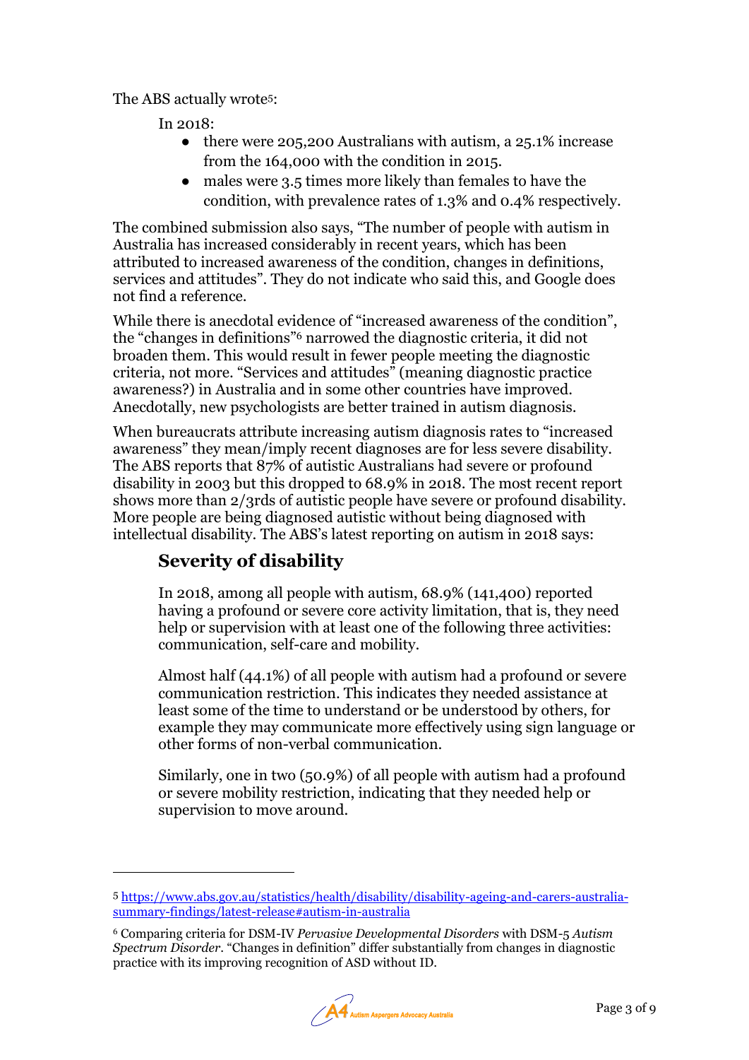The ABS actually wrote[5]:

> In 2018:
>
> - there were 205,200 Australians with autism, a 25.1% increase from the 164,000 with the condition in 2015.
> - males were 3.5 times more likely than females to have the condition, with prevalence rates of 1.3% and 0.4% respectively.

The combined submission also says, "The number of people with autism in Australia has increased considerably in recent years, which has been attributed to increased awareness of the condition, changes in definitions, services and attitudes". They do not indicate who said this, and Google does not find a reference.

While there is anecdotal evidence of "increased awareness of the condition", the "changes in definitions"[6] narrowed the diagnostic criteria, it did not broaden them. This would result in fewer people meeting the diagnostic criteria, not more. "Services and attitudes" (meaning diagnostic practice awareness?) in Australia and in some other countries have improved. Anecdotally, new psychologists are better trained in autism diagnosis.

When bureaucrats attribute increasing autism diagnosis rates to "increased awareness" they mean/imply recent diagnoses are for less severe disability. The ABS reports that 87% of autistic Australians had severe or profound disability in 2003 but this dropped to 68.9% in 2018. The most recent report shows more than 2/3rds of autistic people have severe or profound disability. More people are being diagnosed autistic without being diagnosed with intellectual disability. The ABS's latest reporting on autism in 2018 says:

> ## Severity of disability
>
> In 2018, among all people with autism, 68.9% (141,400) reported having a profound or severe core activity limitation, that is, they need help or supervision with at least one of the following three activities: communication, self-care and mobility.
>
> Almost half (44.1%) of all people with autism had a profound or severe communication restriction. This indicates they needed assistance at least some of the time to understand or be understood by others, for example they may communicate more effectively using sign language or other forms of non-verbal communication.
>
> Similarly, one in two (50.9%) of all people with autism had a profound or severe mobility restriction, indicating that they needed help or supervision to move around.

---

[5] https://www.abs.gov.au/statistics/health/disability/disability-ageing-and-carers-australia-summary-findings/latest-release#autism-in-australia

[6] Comparing criteria for DSM-IV *Pervasive Developmental Disorders* with DSM-5 *Autism Spectrum Disorder*. "Changes in definition" differ substantially from changes in diagnostic practice with its improving recognition of ASD without ID.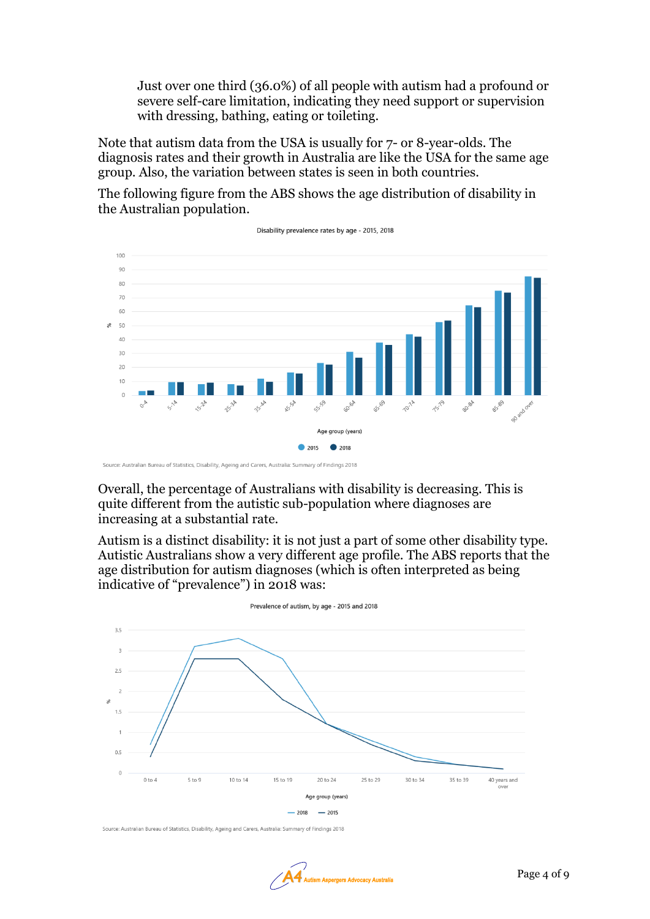Just over one third (36.0%) of all people with autism had a profound or severe self-care limitation, indicating they need support or supervision with dressing, bathing, eating or toileting.

Note that autism data from the USA is usually for 7- or 8-year-olds. The diagnosis rates and their growth in Australia are like the USA for the same age group. Also, the variation between states is seen in both countries.

The following figure from the ABS shows the age distribution of disability in the Australian population.

Disability prevalence rates by age - 2015, 2018

100
90
80
70
60
50
40
30
20
10
0

%

0-4
5-14
15-24
25-34
35-44
45-54
55-59
60-64
65-69
70-74
75-79
80-84
85-89
90 and over

Age group (years)

2015
2018

Source: Australian Bureau of Statistics, Disability, Ageing and Carers, Australia: Summary of Findings 2018

Overall, the percentage of Australians with disability is decreasing. This is quite different from the autistic sub-population where diagnoses are increasing at a substantial rate.

Autism is a distinct disability: it is not just a part of some other disability type. Autistic Australians show a very different age profile. The ABS reports that the age distribution for autism diagnoses (which is often interpreted as being indicative of "prevalence") in 2018 was:

Prevalence of autism, by age - 2015 and 2018

3.5
3
2.5
2
1.5
1
0.5
0

%

0 to 4
5 to 9
10 to 14
15 to 19
20 to 24
25 to 29
30 to 34
35 to 39
40 years and over

Age group (years)

2018
2015

Source: Australian Bureau of Statistics, Disability, Ageing and Carers, Australia: Summary of Findings 2018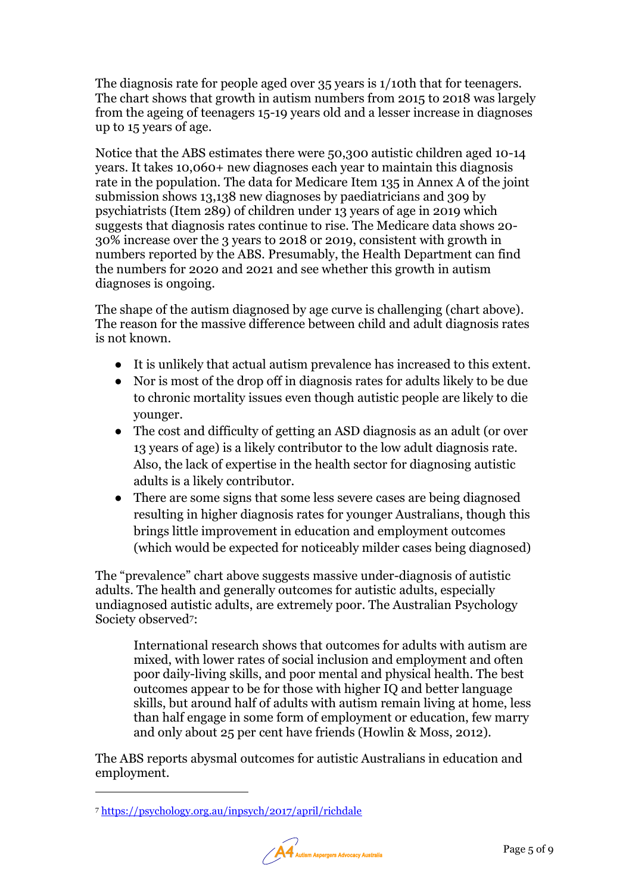The diagnosis rate for people aged over 35 years is 1/10th that for teenagers. The chart shows that growth in autism numbers from 2015 to 2018 was largely from the ageing of teenagers 15-19 years old and a lesser increase in diagnoses up to 15 years of age.

Notice that the ABS estimates there were 50,300 autistic children aged 10-14 years. It takes 10,060+ new diagnoses each year to maintain this diagnosis rate in the population. The data for Medicare Item 135 in Annex A of the joint submission shows 13,138 new diagnoses by paediatricians and 309 by psychiatrists (Item 289) of children under 13 years of age in 2019 which suggests that diagnosis rates continue to rise. The Medicare data shows 20-30% increase over the 3 years to 2018 or 2019, consistent with growth in numbers reported by the ABS. Presumably, the Health Department can find the numbers for 2020 and 2021 and see whether this growth in autism diagnoses is ongoing.

The shape of the autism diagnosed by age curve is challenging (chart above). The reason for the massive difference between child and adult diagnosis rates is not known.

- It is unlikely that actual autism prevalence has increased to this extent.
- Nor is most of the drop off in diagnosis rates for adults likely to be due to chronic mortality issues even though autistic people are likely to die younger.
- The cost and difficulty of getting an ASD diagnosis as an adult (or over 13 years of age) is a likely contributor to the low adult diagnosis rate. Also, the lack of expertise in the health sector for diagnosing autistic adults is a likely contributor.
- There are some signs that some less severe cases are being diagnosed resulting in higher diagnosis rates for younger Australians, though this brings little improvement in education and employment outcomes (which would be expected for noticeably milder cases being diagnosed)

The "prevalence" chart above suggests massive under-diagnosis of autistic adults. The health and generally outcomes for autistic adults, especially undiagnosed autistic adults, are extremely poor. The Australian Psychology Society observed[7]:

> International research shows that outcomes for adults with autism are mixed, with lower rates of social inclusion and employment and often poor daily-living skills, and poor mental and physical health. The best outcomes appear to be for those with higher IQ and better language skills, but around half of adults with autism remain living at home, less than half engage in some form of employment or education, few marry and only about 25 per cent have friends (Howlin & Moss, 2012).

The ABS reports abysmal outcomes for autistic Australians in education and employment.

---

[7] https://psychology.org.au/inpsych/2017/april/richdale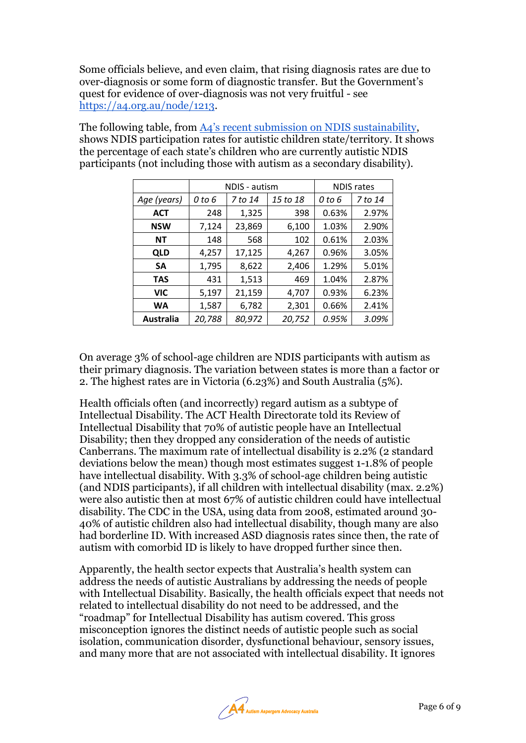Some officials believe, and even claim, that rising diagnosis rates are due to over-diagnosis or some form of diagnostic transfer. But the Government's quest for evidence of over-diagnosis was not very fruitful - see https://a4.org.au/node/1213.

The following table, from A4's recent submission on NDIS sustainability, shows NDIS participation rates for autistic children state/territory. It shows the percentage of each state's children who are currently autistic NDIS participants (not including those with autism as a secondary disability).

| | NDIS - autism | | | NDIS rates | |
|---|---|---|---|---|---|
| *Age (years)* | *0 to 6* | *7 to 14* | *15 to 18* | *0 to 6* | *7 to 14* |
| **ACT** | 248 | 1,325 | 398 | 0.63% | 2.97% |
| **NSW** | 7,124 | 23,869 | 6,100 | 1.03% | 2.90% |
| **NT** | 148 | 568 | 102 | 0.61% | 2.03% |
| **QLD** | 4,257 | 17,125 | 4,267 | 0.96% | 3.05% |
| **SA** | 1,795 | 8,622 | 2,406 | 1.29% | 5.01% |
| **TAS** | 431 | 1,513 | 469 | 1.04% | 2.87% |
| **VIC** | 5,197 | 21,159 | 4,707 | 0.93% | 6.23% |
| **WA** | 1,587 | 6,782 | 2,301 | 0.66% | 2.41% |
| **Australia** | *20,788* | *80,972* | *20,752* | *0.95%* | *3.09%* |

On average 3% of school-age children are NDIS participants with autism as their primary diagnosis. The variation between states is more than a factor or 2. The highest rates are in Victoria (6.23%) and South Australia (5%).

Health officials often (and incorrectly) regard autism as a subtype of Intellectual Disability. The ACT Health Directorate told its Review of Intellectual Disability that 70% of autistic people have an Intellectual Disability; then they dropped any consideration of the needs of autistic Canberrans. The maximum rate of intellectual disability is 2.2% (2 standard deviations below the mean) though most estimates suggest 1-1.8% of people have intellectual disability. With 3.3% of school-age children being autistic (and NDIS participants), if all children with intellectual disability (max. 2.2%) were also autistic then at most 67% of autistic children could have intellectual disability. The CDC in the USA, using data from 2008, estimated around 30-40% of autistic children also had intellectual disability, though many are also had borderline ID. With increased ASD diagnosis rates since then, the rate of autism with comorbid ID is likely to have dropped further since then.

Apparently, the health sector expects that Australia's health system can address the needs of autistic Australians by addressing the needs of people with Intellectual Disability. Basically, the health officials expect that needs not related to intellectual disability do not need to be addressed, and the "roadmap" for Intellectual Disability has autism covered. This gross misconception ignores the distinct needs of autistic people such as social isolation, communication disorder, dysfunctional behaviour, sensory issues, and many more that are not associated with intellectual disability. It ignores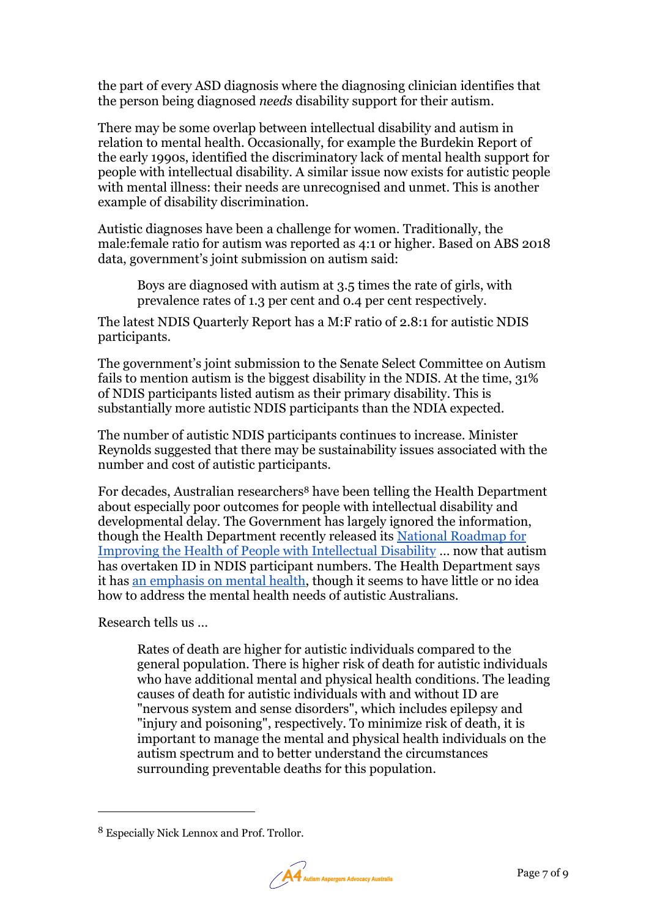the part of every ASD diagnosis where the diagnosing clinician identifies that the person being diagnosed *needs* disability support for their autism.

There may be some overlap between intellectual disability and autism in relation to mental health. Occasionally, for example the Burdekin Report of the early 1990s, identified the discriminatory lack of mental health support for people with intellectual disability. A similar issue now exists for autistic people with mental illness: their needs are unrecognised and unmet. This is another example of disability discrimination.

Autistic diagnoses have been a challenge for women. Traditionally, the male:female ratio for autism was reported as 4:1 or higher. Based on ABS 2018 data, government's joint submission on autism said:

> Boys are diagnosed with autism at 3.5 times the rate of girls, with prevalence rates of 1.3 per cent and 0.4 per cent respectively.

The latest NDIS Quarterly Report has a M:F ratio of 2.8:1 for autistic NDIS participants.

The government's joint submission to the Senate Select Committee on Autism fails to mention autism is the biggest disability in the NDIS. At the time, 31% of NDIS participants listed autism as their primary disability. This is substantially more autistic NDIS participants than the NDIA expected.

The number of autistic NDIS participants continues to increase. Minister Reynolds suggested that there may be sustainability issues associated with the number and cost of autistic participants.

For decades, Australian researchers[8] have been telling the Health Department about especially poor outcomes for people with intellectual disability and developmental delay. The Government has largely ignored the information, though the Health Department recently released its [National Roadmap for Improving the Health of People with Intellectual Disability]() … now that autism has overtaken ID in NDIS participant numbers. The Health Department says it has [an emphasis on mental health](), though it seems to have little or no idea how to address the mental health needs of autistic Australians.

Research tells us …

> Rates of death are higher for autistic individuals compared to the general population. There is higher risk of death for autistic individuals who have additional mental and physical health conditions. The leading causes of death for autistic individuals with and without ID are "nervous system and sense disorders", which includes epilepsy and "injury and poisoning", respectively. To minimize risk of death, it is important to manage the mental and physical health individuals on the autism spectrum and to better understand the circumstances surrounding preventable deaths for this population.

---

[8] Especially Nick Lennox and Prof. Trollor.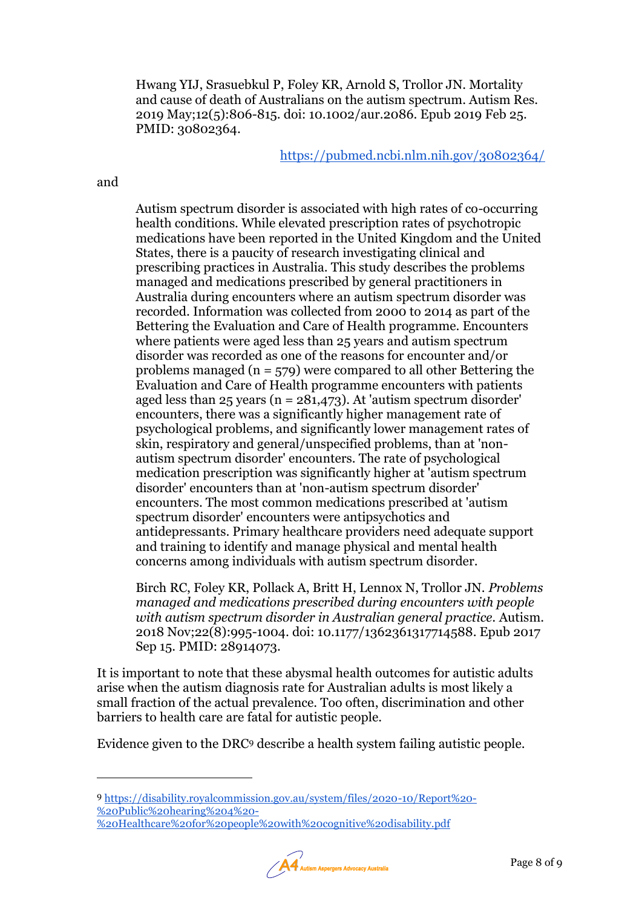> Hwang YIJ, Srasuebkul P, Foley KR, Arnold S, Trollor JN. Mortality and cause of death of Australians on the autism spectrum. Autism Res. 2019 May;12(5):806-815. doi: 10.1002/aur.2086. Epub 2019 Feb 25. PMID: 30802364.
>
> https://pubmed.ncbi.nlm.nih.gov/30802364/

and

> Autism spectrum disorder is associated with high rates of co-occurring health conditions. While elevated prescription rates of psychotropic medications have been reported in the United Kingdom and the United States, there is a paucity of research investigating clinical and prescribing practices in Australia. This study describes the problems managed and medications prescribed by general practitioners in Australia during encounters where an autism spectrum disorder was recorded. Information was collected from 2000 to 2014 as part of the Bettering the Evaluation and Care of Health programme. Encounters where patients were aged less than 25 years and autism spectrum disorder was recorded as one of the reasons for encounter and/or problems managed (n = 579) were compared to all other Bettering the Evaluation and Care of Health programme encounters with patients aged less than 25 years (n = 281,473). At 'autism spectrum disorder' encounters, there was a significantly higher management rate of psychological problems, and significantly lower management rates of skin, respiratory and general/unspecified problems, than at 'non-autism spectrum disorder' encounters. The rate of psychological medication prescription was significantly higher at 'autism spectrum disorder' encounters than at 'non-autism spectrum disorder' encounters. The most common medications prescribed at 'autism spectrum disorder' encounters were antipsychotics and antidepressants. Primary healthcare providers need adequate support and training to identify and manage physical and mental health concerns among individuals with autism spectrum disorder.
>
> Birch RC, Foley KR, Pollack A, Britt H, Lennox N, Trollor JN. *Problems managed and medications prescribed during encounters with people with autism spectrum disorder in Australian general practice*. Autism. 2018 Nov;22(8):995-1004. doi: 10.1177/1362361317714588. Epub 2017 Sep 15. PMID: 28914073.

It is important to note that these abysmal health outcomes for autistic adults arise when the autism diagnosis rate for Australian adults is most likely a small fraction of the actual prevalence. Too often, discrimination and other barriers to health care are fatal for autistic people.

Evidence given to the DRC[9] describe a health system failing autistic people.

---

[9] https://disability.royalcommission.gov.au/system/files/2020-10/Report%20-%20Public%20hearing%204%20-%20Healthcare%20for%20people%20with%20cognitive%20disability.pdf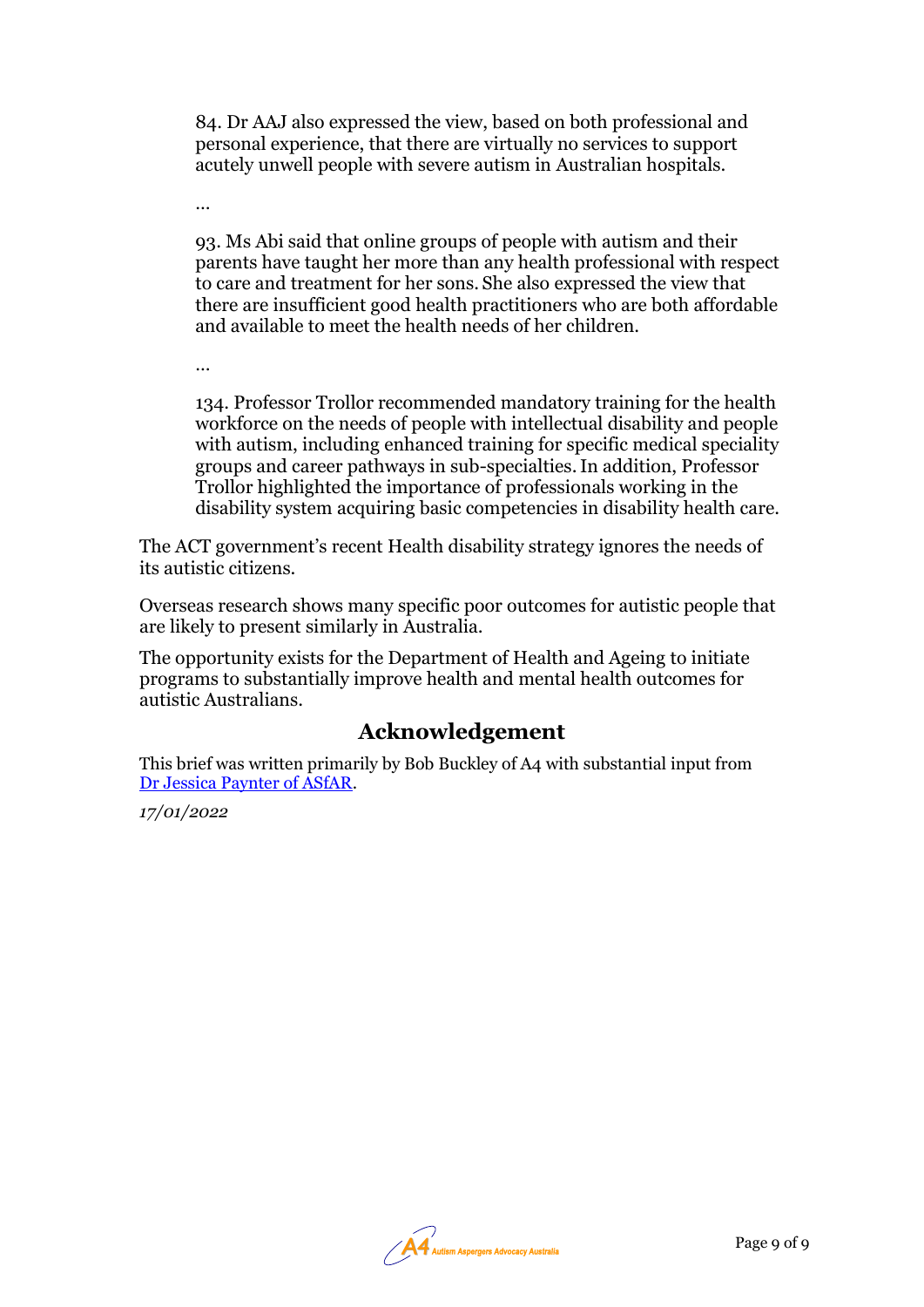> 84. Dr AAJ also expressed the view, based on both professional and personal experience, that there are virtually no services to support acutely unwell people with severe autism in Australian hospitals.
>
> …
>
> 93. Ms Abi said that online groups of people with autism and their parents have taught her more than any health professional with respect to care and treatment for her sons. She also expressed the view that there are insufficient good health practitioners who are both affordable and available to meet the health needs of her children.
>
> …
>
> 134. Professor Trollor recommended mandatory training for the health workforce on the needs of people with intellectual disability and people with autism, including enhanced training for specific medical speciality groups and career pathways in sub-specialties. In addition, Professor Trollor highlighted the importance of professionals working in the disability system acquiring basic competencies in disability health care.

The ACT government's recent Health disability strategy ignores the needs of its autistic citizens.

Overseas research shows many specific poor outcomes for autistic people that are likely to present similarly in Australia.

The opportunity exists for the Department of Health and Ageing to initiate programs to substantially improve health and mental health outcomes for autistic Australians.

## Acknowledgement

This brief was written primarily by Bob Buckley of A4 with substantial input from Dr Jessica Paynter of ASfAR.

*17/01/2022*